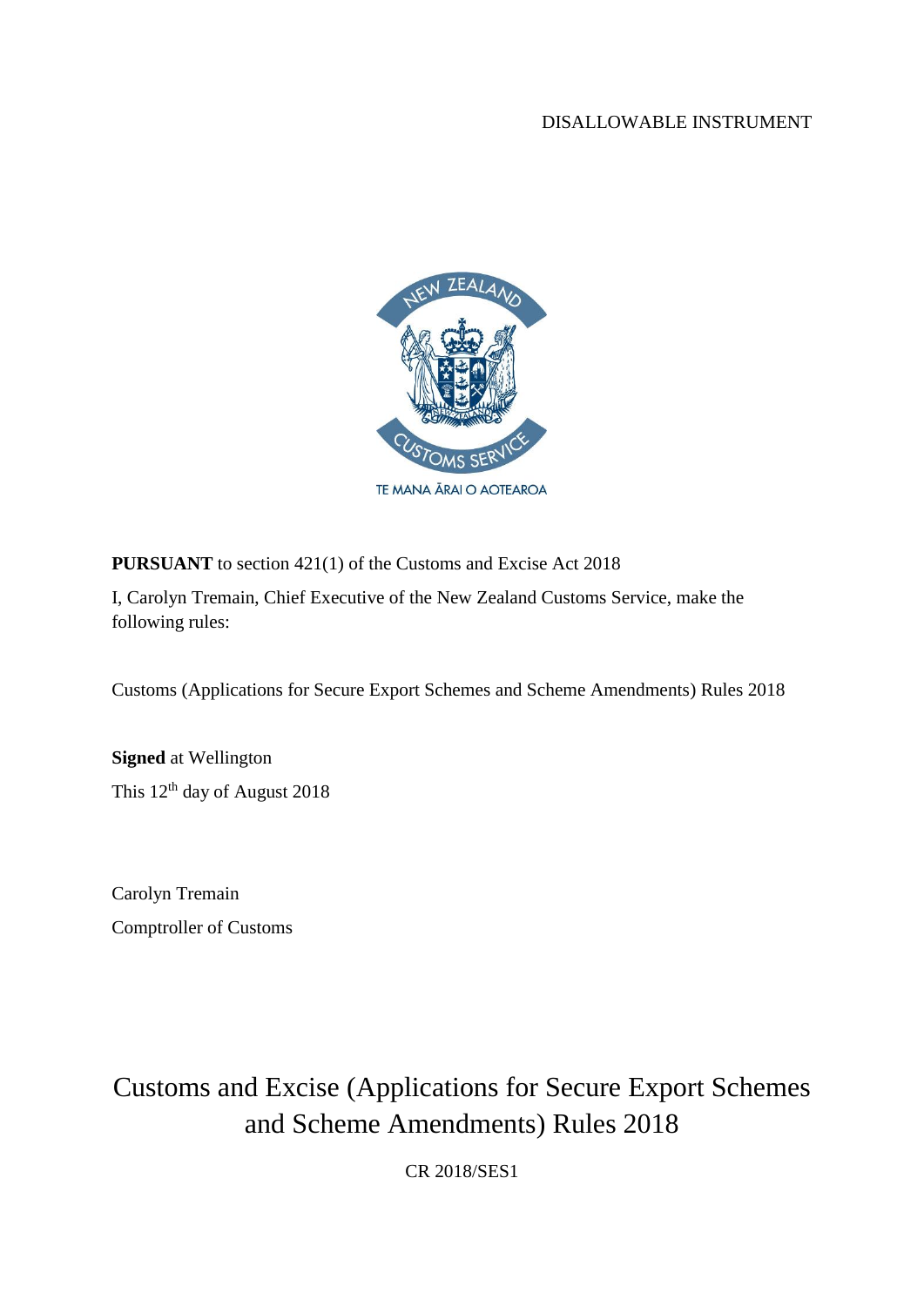DISALLOWABLE INSTRUMENT

NEW ZEALAND CUSTOMS SERVICE

TE MANA ĀRAI O AOTEAROA

**PURSUANT** to section 421(1) of the Customs and Excise Act 2018

I, Carolyn Tremain, Chief Executive of the New Zealand Customs Service, make the following rules:

Customs (Applications for Secure Export Schemes and Scheme Amendments) Rules 2018

**Signed** at Wellington

This 12th day of August 2018

Carolyn Tremain

Comptroller of Customs

# Customs and Excise (Applications for Secure Export Schemes and Scheme Amendments) Rules 2018

CR 2018/SES1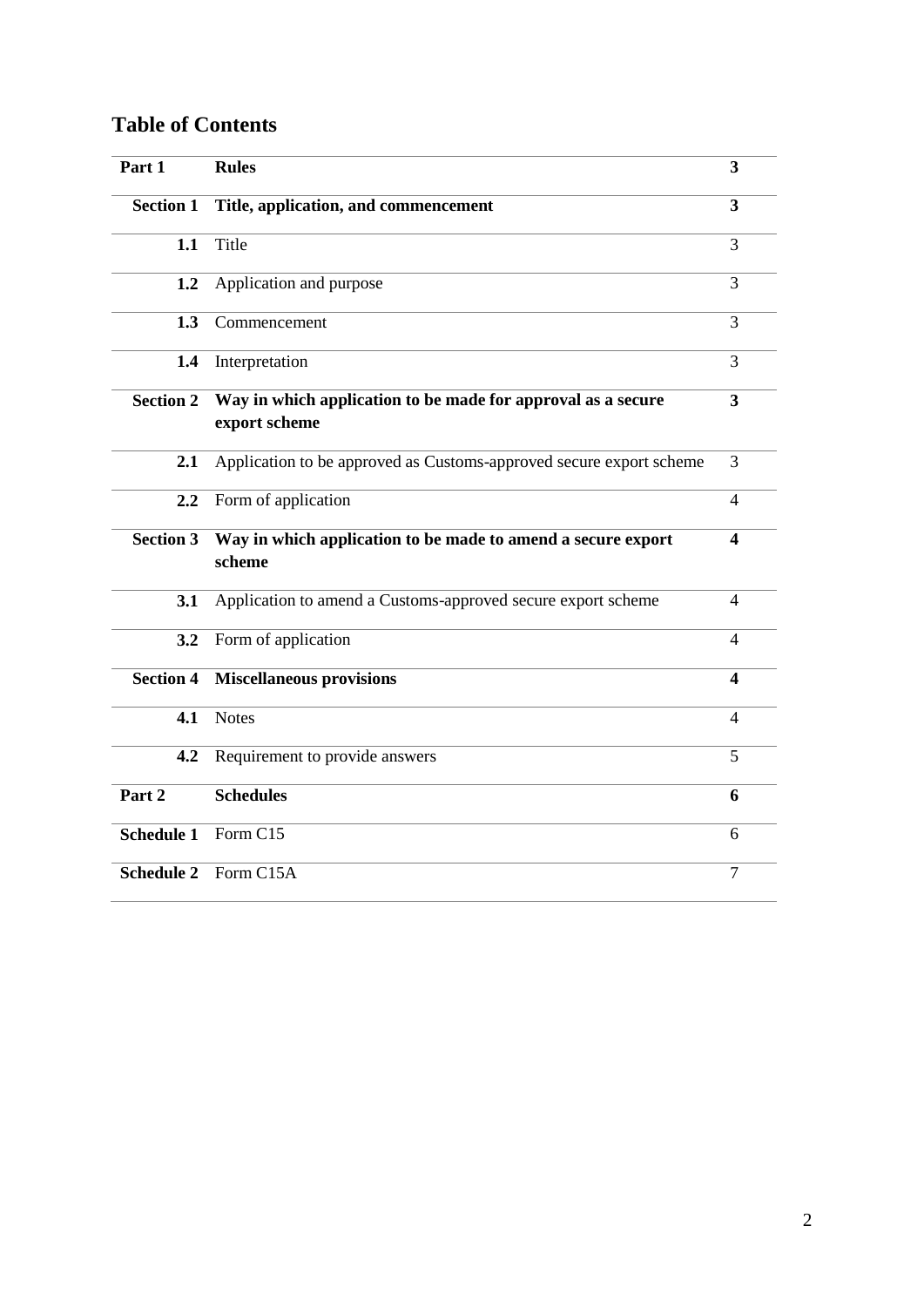## Table of Contents

| | | |
|---|---|---|
| **Part 1** | **Rules** | **3** |
| **Section 1** | **Title, application, and commencement** | **3** |
| **1.1** | Title | 3 |
| **1.2** | Application and purpose | 3 |
| **1.3** | Commencement | 3 |
| **1.4** | Interpretation | 3 |
| **Section 2** | **Way in which application to be made for approval as a secure export scheme** | **3** |
| **2.1** | Application to be approved as Customs-approved secure export scheme | 3 |
| **2.2** | Form of application | 4 |
| **Section 3** | **Way in which application to be made to amend a secure export scheme** | **4** |
| **3.1** | Application to amend a Customs-approved secure export scheme | 4 |
| **3.2** | Form of application | 4 |
| **Section 4** | **Miscellaneous provisions** | **4** |
| **4.1** | Notes | 4 |
| **4.2** | Requirement to provide answers | 5 |
| **Part 2** | **Schedules** | **6** |
| **Schedule 1** | Form C15 | 6 |
| **Schedule 2** | Form C15A | 7 |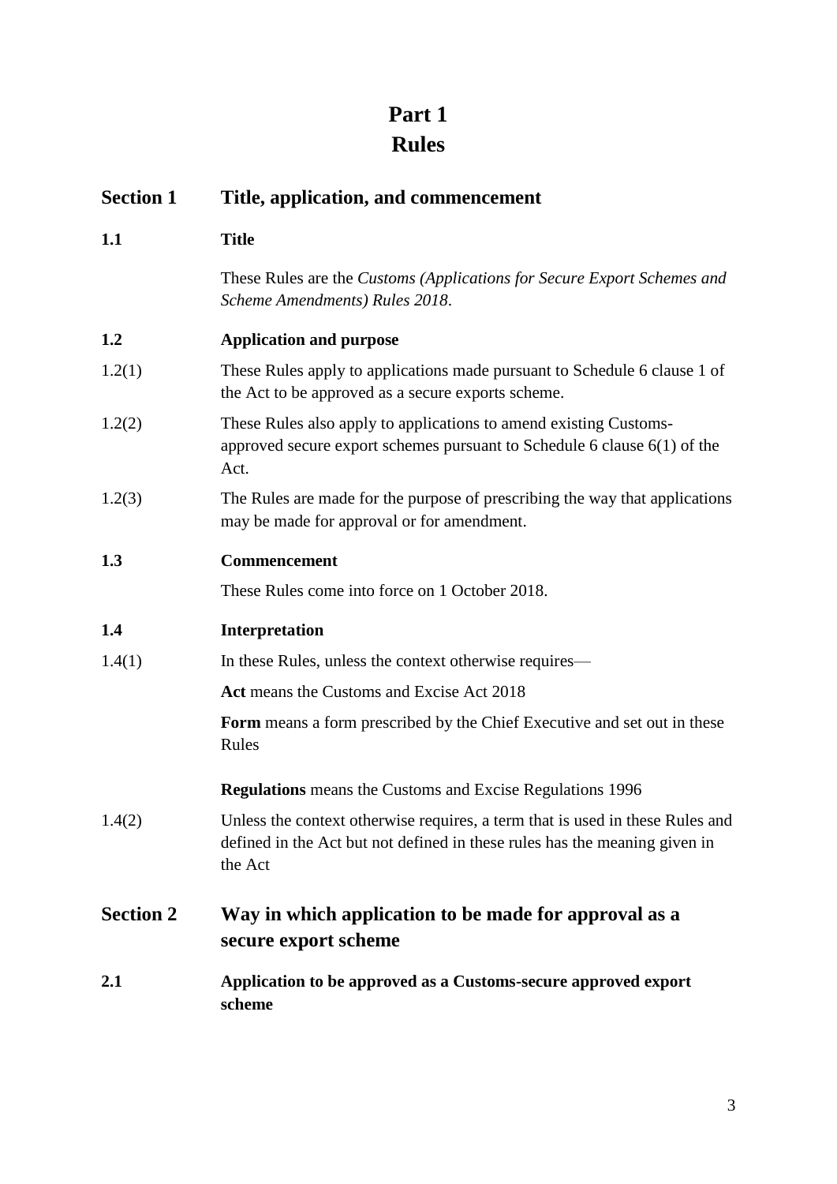# Part 1
# Rules

## Section 1 Title, application, and commencement

### 1.1 Title

These Rules are the *Customs (Applications for Secure Export Schemes and Scheme Amendments) Rules 2018*.

### 1.2 Application and purpose

1.2(1) These Rules apply to applications made pursuant to Schedule 6 clause 1 of the Act to be approved as a secure exports scheme.

1.2(2) These Rules also apply to applications to amend existing Customs-approved secure export schemes pursuant to Schedule 6 clause 6(1) of the Act.

1.2(3) The Rules are made for the purpose of prescribing the way that applications may be made for approval or for amendment.

### 1.3 Commencement

These Rules come into force on 1 October 2018.

### 1.4 Interpretation

1.4(1) In these Rules, unless the context otherwise requires—

**Act** means the Customs and Excise Act 2018

**Form** means a form prescribed by the Chief Executive and set out in these Rules

**Regulations** means the Customs and Excise Regulations 1996

1.4(2) Unless the context otherwise requires, a term that is used in these Rules and defined in the Act but not defined in these rules has the meaning given in the Act

## Section 2 Way in which application to be made for approval as a secure export scheme

### 2.1 Application to be approved as a Customs-secure approved export scheme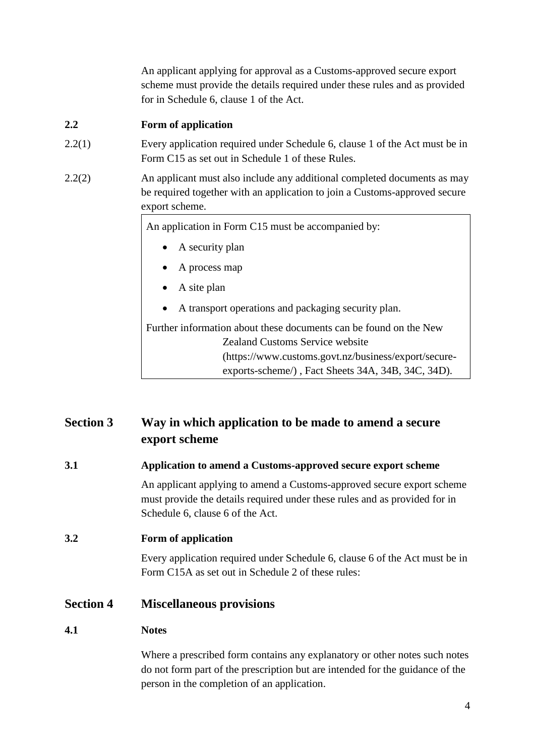An applicant applying for approval as a Customs-approved secure export scheme must provide the details required under these rules and as provided for in Schedule 6, clause 1 of the Act.

**2.2 Form of application**

2.2(1) Every application required under Schedule 6, clause 1 of the Act must be in Form C15 as set out in Schedule 1 of these Rules.

2.2(2) An applicant must also include any additional completed documents as may be required together with an application to join a Customs-approved secure export scheme.

> An application in Form C15 must be accompanied by:
>
> - A security plan
> - A process map
> - A site plan
> - A transport operations and packaging security plan.
>
> Further information about these documents can be found on the New Zealand Customs Service website (https://www.customs.govt.nz/business/export/secure-exports-scheme/) , Fact Sheets 34A, 34B, 34C, 34D).

## Section 3 Way in which application to be made to amend a secure export scheme

**3.1 Application to amend a Customs-approved secure export scheme**

An applicant applying to amend a Customs-approved secure export scheme must provide the details required under these rules and as provided for in Schedule 6, clause 6 of the Act.

**3.2 Form of application**

Every application required under Schedule 6, clause 6 of the Act must be in Form C15A as set out in Schedule 2 of these rules:

## Section 4 Miscellaneous provisions

**4.1 Notes**

Where a prescribed form contains any explanatory or other notes such notes do not form part of the prescription but are intended for the guidance of the person in the completion of an application.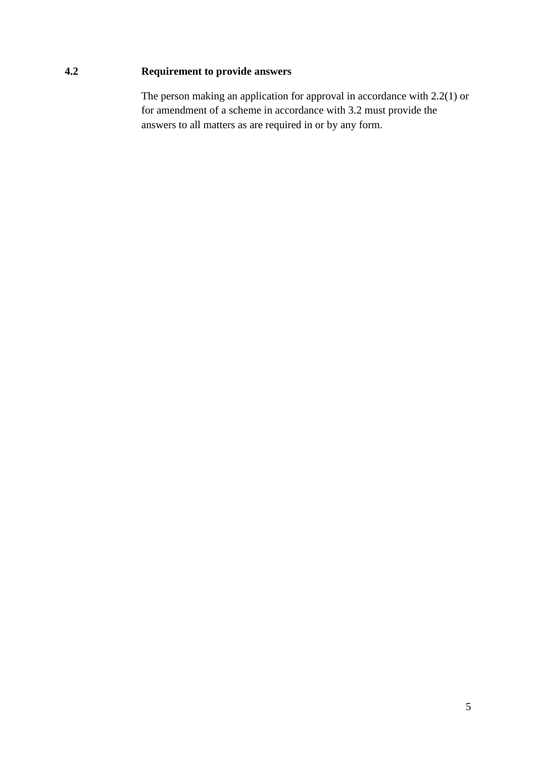### 4.2 Requirement to provide answers

The person making an application for approval in accordance with 2.2(1) or for amendment of a scheme in accordance with 3.2 must provide the answers to all matters as are required in or by any form.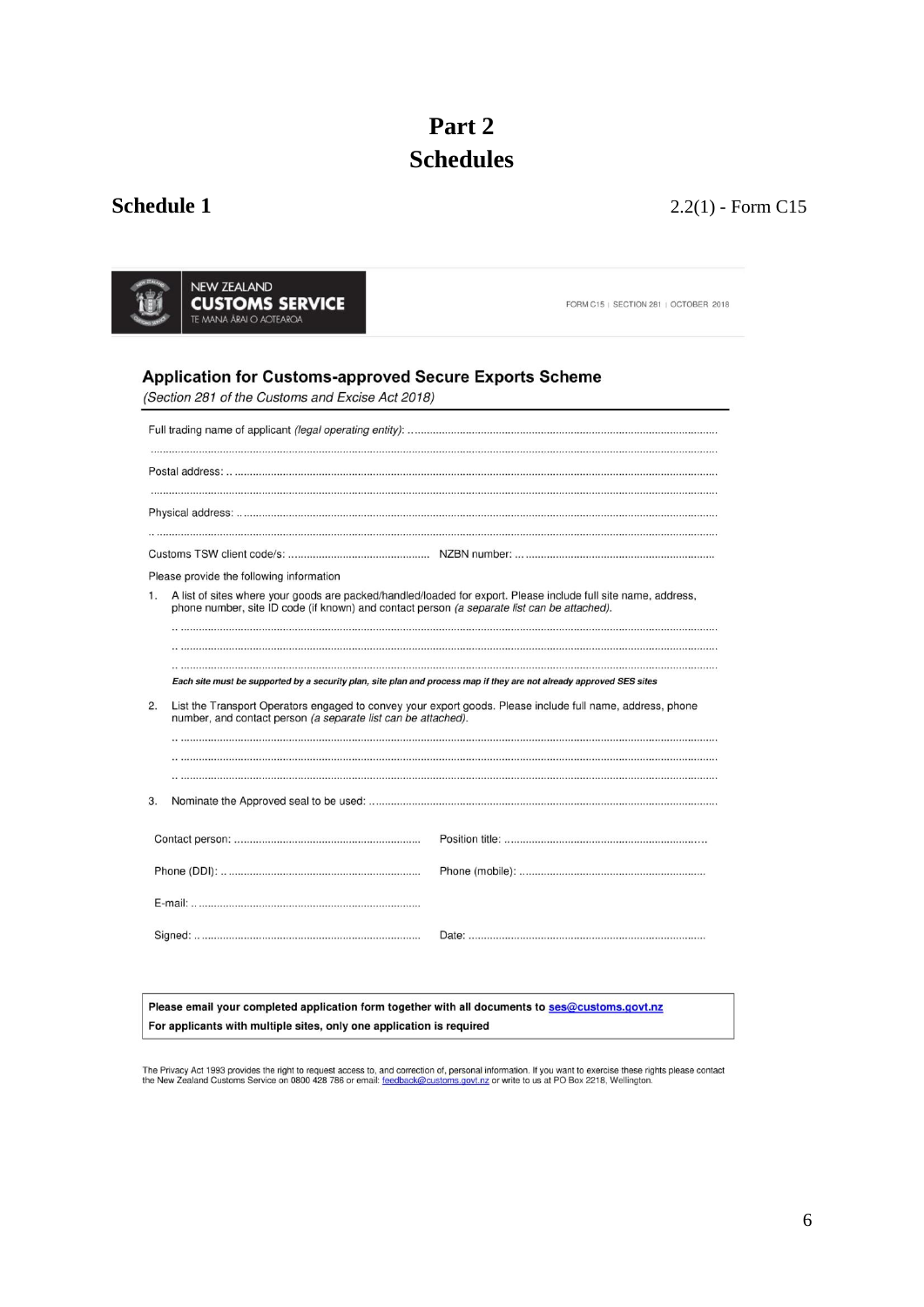# Part 2
# Schedules

## Schedule 1

2.2(1) - Form C15

NEW ZEALAND
**CUSTOMS SERVICE**
TE MANA ĀRAI O AOTEAROA

FORM C15 | SECTION 281 | OCTOBER 2018

### Application for Customs-approved Secure Exports Scheme

*(Section 281 of the Customs and Excise Act 2018)*

Full trading name of applicant *(legal operating entity)*: ...................................................................................................

.......................................................................................................................................................................................

Postal address: .. ..............................................................................................................................................................

.......................................................................................................................................................................................

Physical address: .. .........................................................................................................................................................

.. .....................................................................................................................................................................................

Customs TSW client code/s: ............................................... NZBN number: ... ..............................................................

Please provide the following information

1. A list of sites where your goods are packed/handled/loaded for export. Please include full site name, address, phone number, site ID code (if known) and contact person *(a separate list can be attached).*

   .. ...............................................................................................................................................................................

   .. ...............................................................................................................................................................................

   .. ...............................................................................................................................................................................

   ***Each site must be supported by a security plan, site plan and process map if they are not already approved SES sites***

2. List the Transport Operators engaged to convey your export goods. Please include full name, address, phone number, and contact person *(a separate list can be attached).*

   .. ...............................................................................................................................................................................

   .. ...............................................................................................................................................................................

   .. ...............................................................................................................................................................................

3. Nominate the Approved seal to be used: ...................................................................................................................

Contact person: ............................................................ Position title: .................................................................

Phone (DDI): .. ............................................................... Phone (mobile): ............................................................

E-mail: .. ........................................................................

Signed: .. ........................................................................ Date: ..............................................................................

**Please email your completed application form together with all documents to ses@customs.govt.nz**
**For applicants with multiple sites, only one application is required**

The Privacy Act 1993 provides the right to request access to, and correction of, personal information. If you want to exercise these rights please contact the New Zealand Customs Service on 0800 428 786 or email: feedback@customs.govt.nz or write to us at PO Box 2218, Wellington.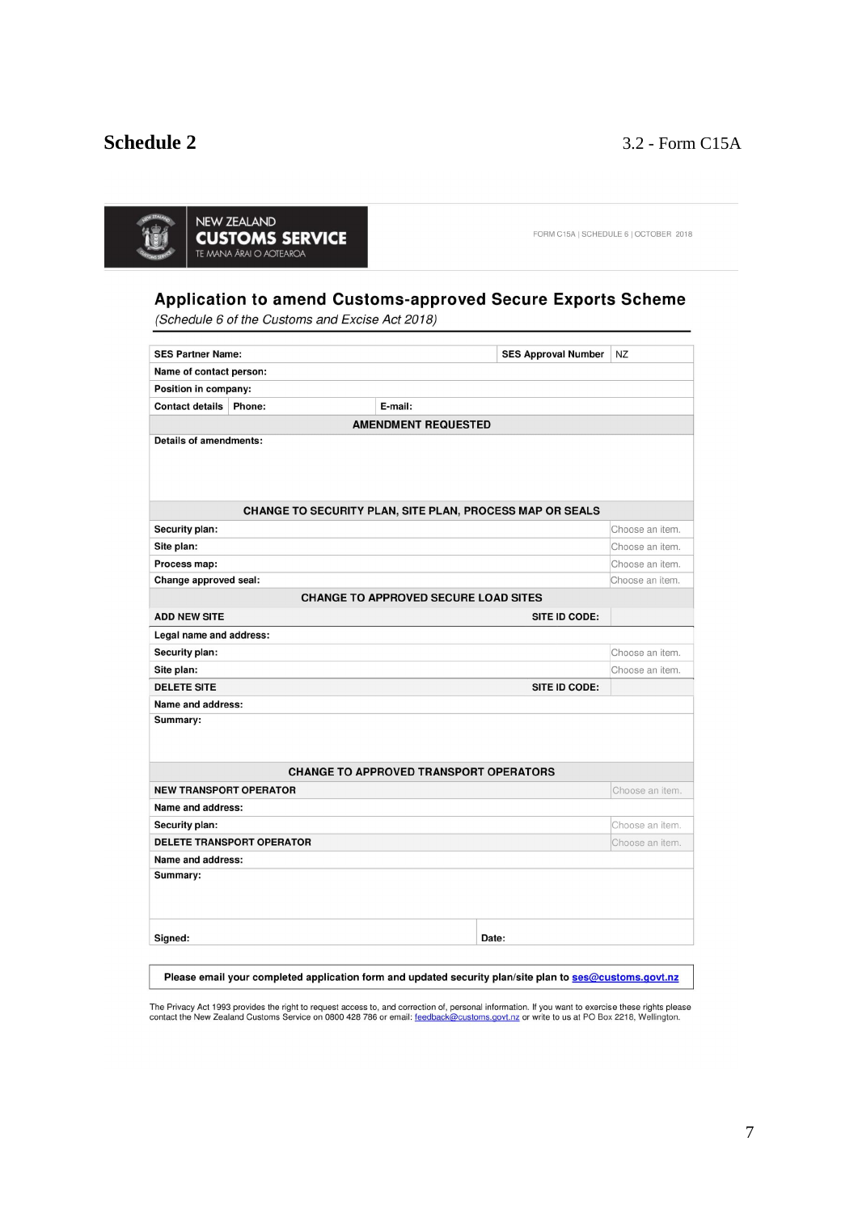**Schedule 2** 3.2 - Form C15A

NEW ZEALAND **CUSTOMS SERVICE** TE MANA ĀRAI O AOTEAROA

FORM C15A | SCHEDULE 6 | OCTOBER 2018

## Application to amend Customs-approved Secure Exports Scheme

*(Schedule 6 of the Customs and Excise Act 2018)*

| | | | |
|---|---|---|---|
| **SES Partner Name:** | | **SES Approval Number** | NZ |
| **Name of contact person:** | | | |
| **Position in company:** | | | |
| **Contact details** | **Phone:** | **E-mail:** | |
| **AMENDMENT REQUESTED** | | | |
| **Details of amendments:** | | | |
| **CHANGE TO SECURITY PLAN, SITE PLAN, PROCESS MAP OR SEALS** | | | |
| **Security plan:** | | | Choose an item. |
| **Site plan:** | | | Choose an item. |
| **Process map:** | | | Choose an item. |
| **Change approved seal:** | | | Choose an item. |
| **CHANGE TO APPROVED SECURE LOAD SITES** | | | |
| **ADD NEW SITE** | | **SITE ID CODE:** | |
| **Legal name and address:** | | | |
| **Security plan:** | | | Choose an item. |
| **Site plan:** | | | Choose an item. |
| **DELETE SITE** | | **SITE ID CODE:** | |
| **Name and address:** | | | |
| **Summary:** | | | |
| **CHANGE TO APPROVED TRANSPORT OPERATORS** | | | |
| **NEW TRANSPORT OPERATOR** | | | Choose an item. |
| **Name and address:** | | | |
| **Security plan:** | | | Choose an item. |
| **DELETE TRANSPORT OPERATOR** | | | Choose an item. |
| **Name and address:** | | | |
| **Summary:** | | | |
| **Signed:** | | **Date:** | |

**Please email your completed application form and updated security plan/site plan to ses@customs.govt.nz**

The Privacy Act 1993 provides the right to request access to, and correction of, personal information. If you want to exercise these rights please contact the New Zealand Customs Service on 0800 428 786 or email: feedback@customs.govt.nz or write to us at PO Box 2218, Wellington.